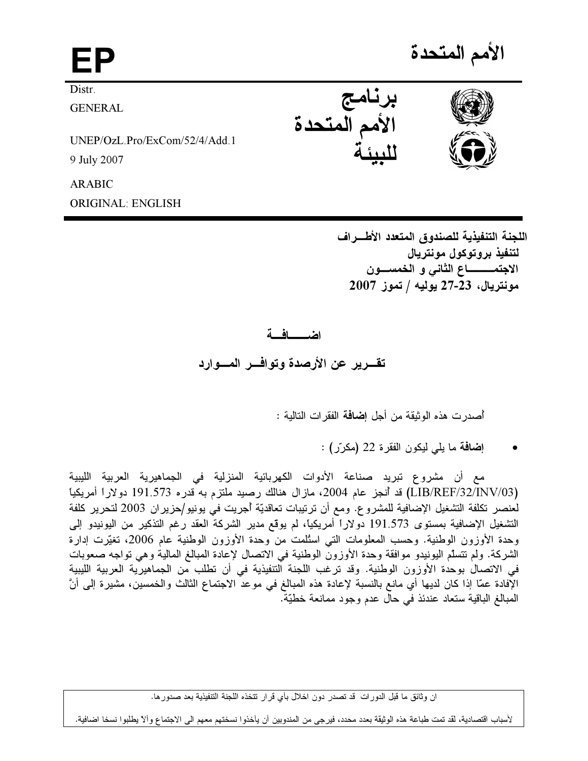# الأمم المتحدة

**EP**

Distr.
GENERAL

UNEP/OzL.Pro/ExCom/52/4/Add.1
9 July 2007

ARABIC
ORIGINAL: ENGLISH

**برنامج الأمم المتحدة للبيئة**

**اللجنة التنفيذية للصندوق المتعدد الأطـــراف لتنفيذ بروتوكول مونتريال**
**الاجتمــــــاع الثاني و الخمســـون**
**مونتريال، 23-27 يوليه / تموز 2007**

## اضــــــافــة

## تقــرير عن الأرصدة وتوافــر المــوارد

أُصدرت هذه الوثيقة من أجل **إضافة** الفقرات التالية :

- **إضافة** ما يلي ليكون الفقرة 22 (مكرّر) :

مع أن مشروع تبريد صناعة الأدوات الكهربائية المنزلية في الجماهيرية العربية الليبية (LIB/REF/32/INV/03) قد أُنجز عام 2004، مازال هنالك رصيد ملتزم به قدره 191.573 دولاراً أمريكياً لعنصر تكلفة التشغيل الإضافية للمشروع. ومع أن ترتيبات تعاقديّة أُجريت في يونيو/حزيران 2003 لتحرير كلفة التشغيل الإضافية بمستوى 191.573 دولاراً أمريكياً، لم يوقع مدير الشركة العقد رغم التذكير من اليونيدو إلى وحدة الأوزون الوطنية. وحسب المعلومات التي استُلمت من وحدة الأوزون الوطنية عام 2006، تغيّرت إدارة الشركة. ولم تتسلّم اليونيدو موافقة وحدة الأوزون الوطنية في الاتصال لإعادة المبالغ المالية وهي تواجه صعوبات في الاتصال بوحدة الأوزون الوطنية. وقد ترغب اللجنة التنفيذية في أن تطلب من الجماهيرية العربية الليبية الإفادة عمّا إذا كان لديها أي مانع بالنسبة لإعادة هذه المبالغ في موعد الاجتماع الثالث والخمسين، مشيرة إلى أنّ المبالغ الباقية ستعاد عندئذ في حال عدم وجود ممانعة خطيّة.

---

ان وثائق ما قبل الدورات قد تصدر دون اخلال بأي قرار تتخذه اللجنة التنفيذية بعد صدورها.

لأسباب اقتصادية، لقد تمت طباعة هذه الوثيقة بعدد محدد، فيرجى من المندوبين أن يأخذوا نسختهم معهم الى الاجتماع وألا يطلبوا نسخا اضافية.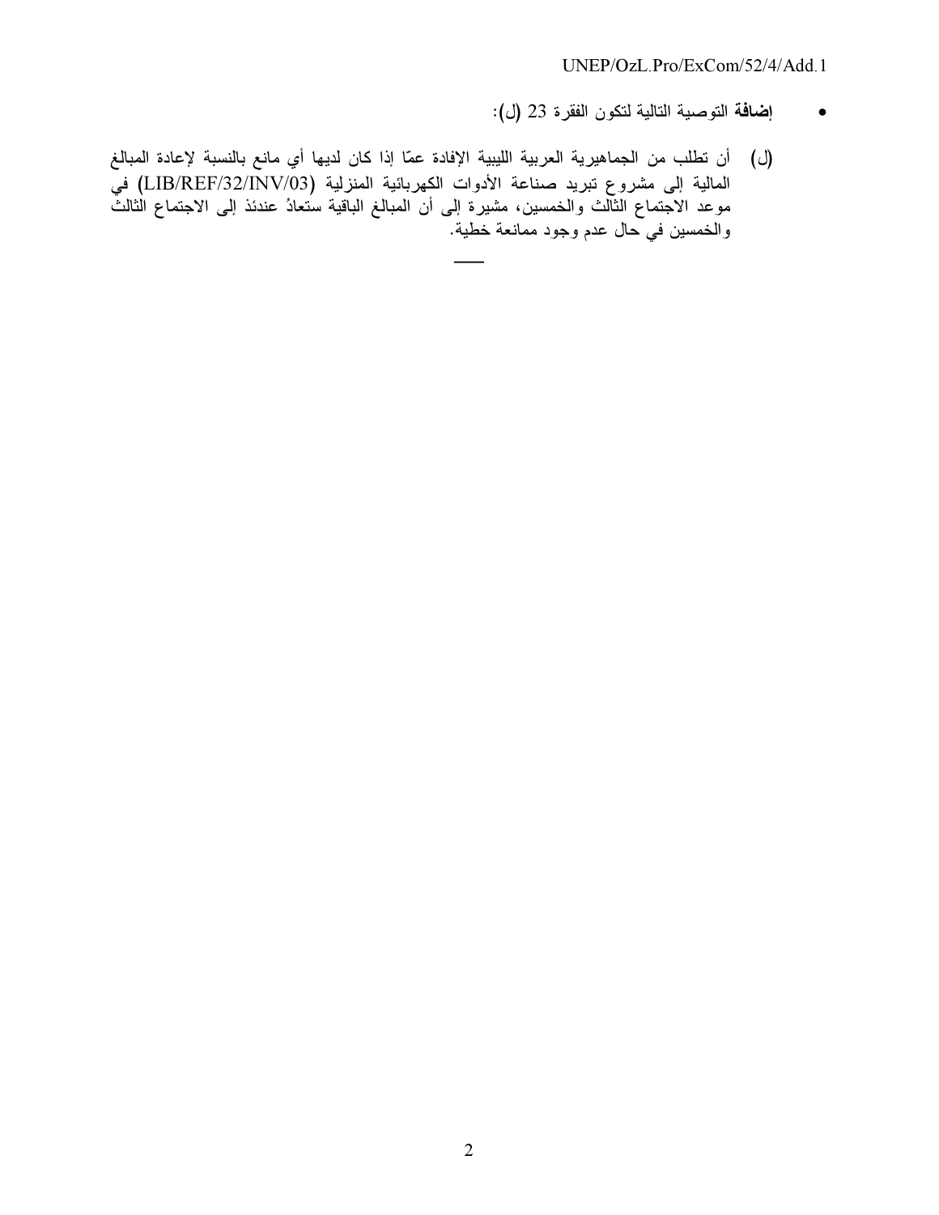- **إضافة** التوصية التالية لتكون الفقرة 23 (ل):

(ل) أن تطلب من الجماهيرية العربية الليبية الإفادة عمّا إذا كان لديها أي مانع بالنسبة لإعادة المبالغ المالية إلى مشروع تبريد صناعة الأدوات الكهربائية المنزلية (LIB/REF/32/INV/03) في موعد الاجتماع الثالث والخمسين، مشيرة إلى أن المبالغ الباقية ستعادُ عندئذ إلى الاجتماع الثالث والخمسين في حال عدم وجود ممانعة خطية.

----